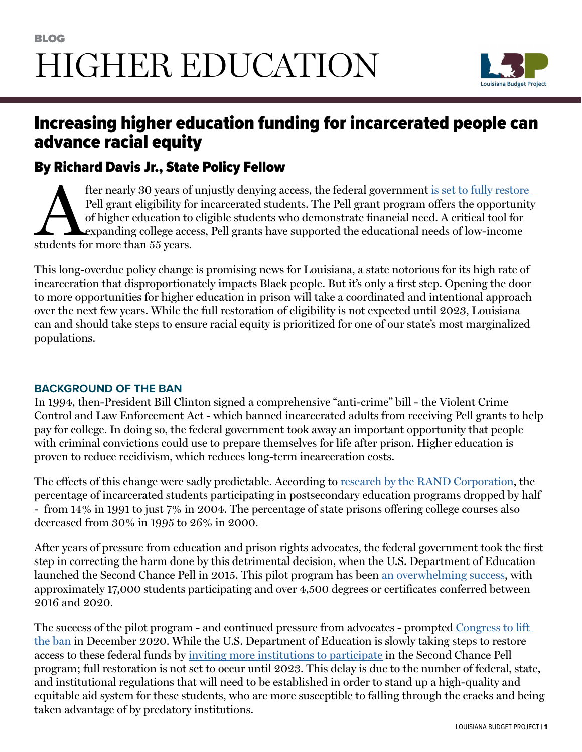BLOG

# HIGHER EDUCATION

## Increasing higher education funding for incarcerated people can advance racial equity

### By Richard Davis Jr., State Policy Fellow

After nearly 30 years of unjustly denying access, the federal government is set to fully restore Pell grant eligibility for incarcerated students. The Pell grant program offers the opportunity of higher education to eligible students who demonstrate financial need. A critical tool for expanding college access, Pell grants have supported the educational needs of low-income students for more than 55 years.

This long-overdue policy change is promising news for Louisiana, a state notorious for its high rate of incarceration that disproportionately impacts Black people. But it's only a first step. Opening the door to more opportunities for higher education in prison will take a coordinated and intentional approach over the next few years. While the full restoration of eligibility is not expected until 2023, Louisiana can and should take steps to ensure racial equity is prioritized for one of our state's most marginalized populations.

#### BACKGROUND OF THE BAN

In 1994, then-President Bill Clinton signed a comprehensive "anti-crime" bill - the Violent Crime Control and Law Enforcement Act - which banned incarcerated adults from receiving Pell grants to help pay for college. In doing so, the federal government took away an important opportunity that people with criminal convictions could use to prepare themselves for life after prison. Higher education is proven to reduce recidivism, which reduces long-term incarceration costs.

The effects of this change were sadly predictable. According to research by the RAND Corporation, the percentage of incarcerated students participating in postsecondary education programs dropped by half - from 14% in 1991 to just 7% in 2004. The percentage of state prisons offering college courses also decreased from 30% in 1995 to 26% in 2000.

After years of pressure from education and prison rights advocates, the federal government took the first step in correcting the harm done by this detrimental decision, when the U.S. Department of Education launched the Second Chance Pell in 2015. This pilot program has been an overwhelming success, with approximately 17,000 students participating and over 4,500 degrees or certificates conferred between 2016 and 2020.

The success of the pilot program - and continued pressure from advocates - prompted Congress to lift the ban in December 2020. While the U.S. Department of Education is slowly taking steps to restore access to these federal funds by inviting more institutions to participate in the Second Chance Pell program; full restoration is not set to occur until 2023. This delay is due to the number of federal, state, and institutional regulations that will need to be established in order to stand up a high-quality and equitable aid system for these students, who are more susceptible to falling through the cracks and being taken advantage of by predatory institutions.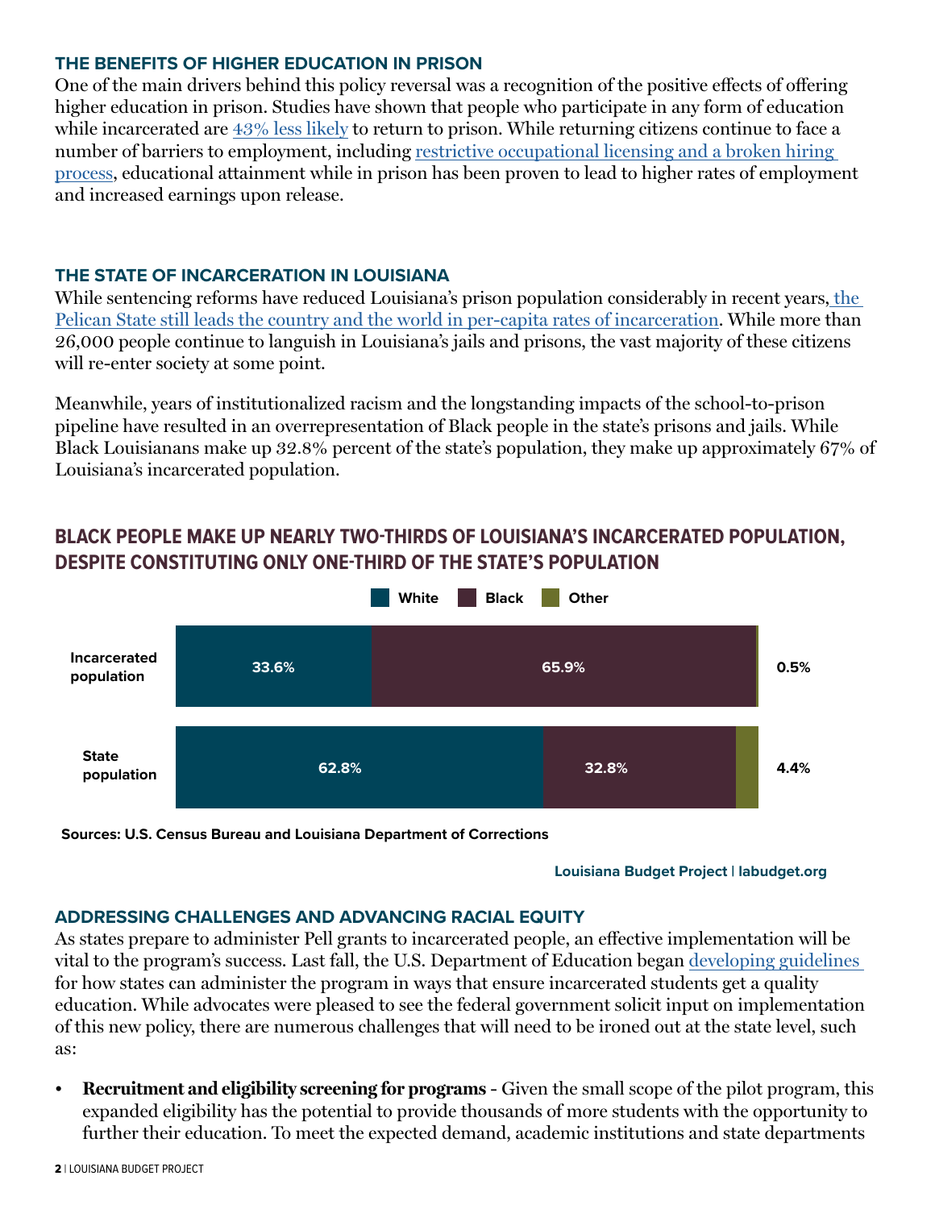### THE BENEFITS OF HIGHER EDUCATION IN PRISON

One of the main drivers behind this policy reversal was a recognition of the positive effects of offering higher education in prison. Studies have shown that people who participate in any form of education while incarcerated are 43% less likely to return to prison. While returning citizens continue to face a number of barriers to employment, including restrictive occupational licensing and a broken hiring process, educational attainment while in prison has been proven to lead to higher rates of employment and increased earnings upon release.

### THE STATE OF INCARCERATION IN LOUISIANA

While sentencing reforms have reduced Louisiana's prison population considerably in recent years, the Pelican State still leads the country and the world in per-capita rates of incarceration. While more than 26,000 people continue to languish in Louisiana's jails and prisons, the vast majority of these citizens will re-enter society at some point.

Meanwhile, years of institutionalized racism and the longstanding impacts of the school-to-prison pipeline have resulted in an overrepresentation of Black people in the state's prisons and jails. While Black Louisianans make up 32.8% percent of the state's population, they make up approximately 67% of Louisiana's incarcerated population.

### BLACK PEOPLE MAKE UP NEARLY TWO-THIRDS OF LOUISIANA'S INCARCERATED POPULATION, DESPITE CONSTITUTING ONLY ONE-THIRD OF THE STATE'S POPULATION

| | White | Black | Other |
|---|---|---|---|
| Incarcerated population | 33.6% | 65.9% | 0.5% |
| State population | 62.8% | 32.8% | 4.4% |

**Sources: U.S. Census Bureau and Louisiana Department of Corrections**

**Louisiana Budget Project | labudget.org**

### ADDRESSING CHALLENGES AND ADVANCING RACIAL EQUITY

As states prepare to administer Pell grants to incarcerated people, an effective implementation will be vital to the program's success. Last fall, the U.S. Department of Education began developing guidelines for how states can administer the program in ways that ensure incarcerated students get a quality education. While advocates were pleased to see the federal government solicit input on implementation of this new policy, there are numerous challenges that will need to be ironed out at the state level, such as:

- **Recruitment and eligibility screening for programs** - Given the small scope of the pilot program, this expanded eligibility has the potential to provide thousands of more students with the opportunity to further their education. To meet the expected demand, academic institutions and state departments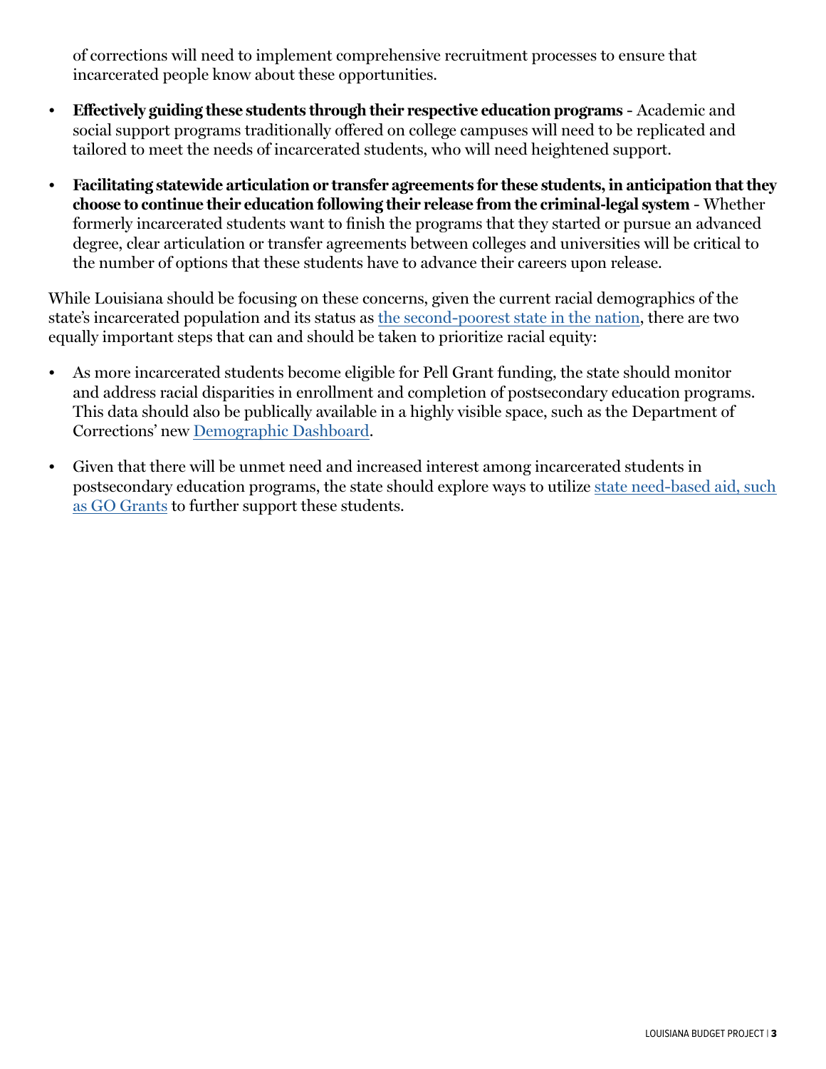of corrections will need to implement comprehensive recruitment processes to ensure that incarcerated people know about these opportunities.

- **Effectively guiding these students through their respective education programs** - Academic and social support programs traditionally offered on college campuses will need to be replicated and tailored to meet the needs of incarcerated students, who will need heightened support.
- **Facilitating statewide articulation or transfer agreements for these students, in anticipation that they choose to continue their education following their release from the criminal-legal system** - Whether formerly incarcerated students want to finish the programs that they started or pursue an advanced degree, clear articulation or transfer agreements between colleges and universities will be critical to the number of options that these students have to advance their careers upon release.

While Louisiana should be focusing on these concerns, given the current racial demographics of the state's incarcerated population and its status as the second-poorest state in the nation, there are two equally important steps that can and should be taken to prioritize racial equity:

- As more incarcerated students become eligible for Pell Grant funding, the state should monitor and address racial disparities in enrollment and completion of postsecondary education programs. This data should also be publically available in a highly visible space, such as the Department of Corrections' new Demographic Dashboard.
- Given that there will be unmet need and increased interest among incarcerated students in postsecondary education programs, the state should explore ways to utilize state need-based aid, such as GO Grants to further support these students.